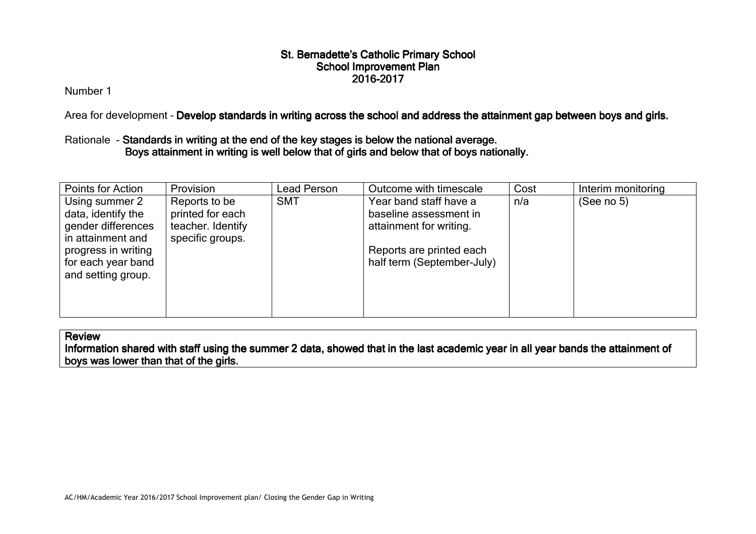# St. Bernadette's Catholic Primary School
## School Improvement Plan
## 2016-2017

Number 1

Area for development – **Develop standards in writing across the school and address the attainment gap between boys and girls.**

Rationale - **Standards in writing at the end of the key stages is below the national average.**
**Boys attainment in writing is well below that of girls and below that of boys nationally.**

| Points for Action | Provision | Lead Person | Outcome with timescale | Cost | Interim monitoring |
|---|---|---|---|---|---|
| Using summer 2 data, identify the gender differences in attainment and progress in writing for each year band and setting group. | Reports to be printed for each teacher. Identify specific groups. | SMT | Year band staff have a baseline assessment in attainment for writing.<br><br>Reports are printed each half term (September-July) | n/a | (See no 5) |

| **Review** |
|---|
| **Information shared with staff using the summer 2 data, showed that in the last academic year in all year bands the attainment of boys was lower than that of the girls.** |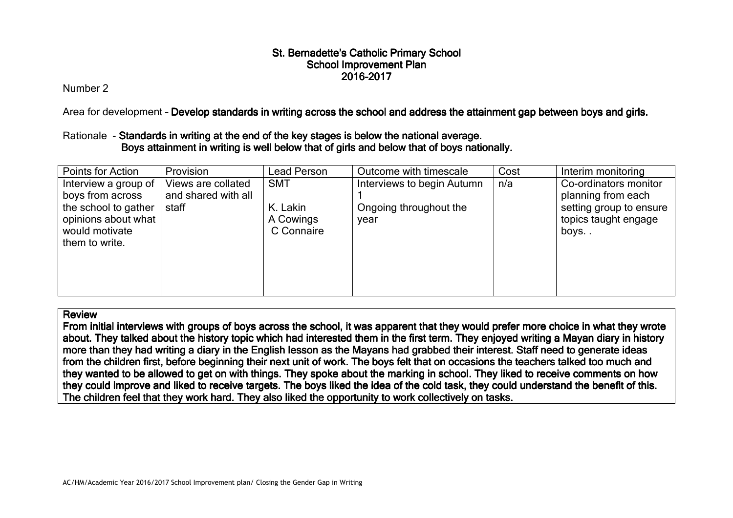# St. Bernadette's Catholic Primary School
## School Improvement Plan
## 2016-2017

Number 2

Area for development – **Develop standards in writing across the school and address the attainment gap between boys and girls.**

Rationale - **Standards in writing at the end of the key stages is below the national average.**
**Boys attainment in writing is well below that of girls and below that of boys nationally.**

| Points for Action | Provision | Lead Person | Outcome with timescale | Cost | Interim monitoring |
|---|---|---|---|---|---|
| Interview a group of boys from across the school to gather opinions about what would motivate them to write. | Views are collated and shared with all staff | SMT<br><br>K. Lakin<br>A Cowings<br>C Connaire | Interviews to begin Autumn 1<br><br>Ongoing throughout the year | n/a | Co-ordinators monitor planning from each setting group to ensure topics taught engage boys. . |

**Review**

**From initial interviews with groups of boys across the school, it was apparent that they would prefer more choice in what they wrote about. They talked about the history topic which had interested them in the first term. They enjoyed writing a Mayan diary in history more than they had writing a diary in the English lesson as the Mayans had grabbed their interest. Staff need to generate ideas from the children first, before beginning their next unit of work. The boys felt that on occasions the teachers talked too much and they wanted to be allowed to get on with things. They spoke about the marking in school. They liked to receive comments on how they could improve and liked to receive targets. The boys liked the idea of the cold task, they could understand the benefit of this. The children feel that they work hard. They also liked the opportunity to work collectively on tasks.**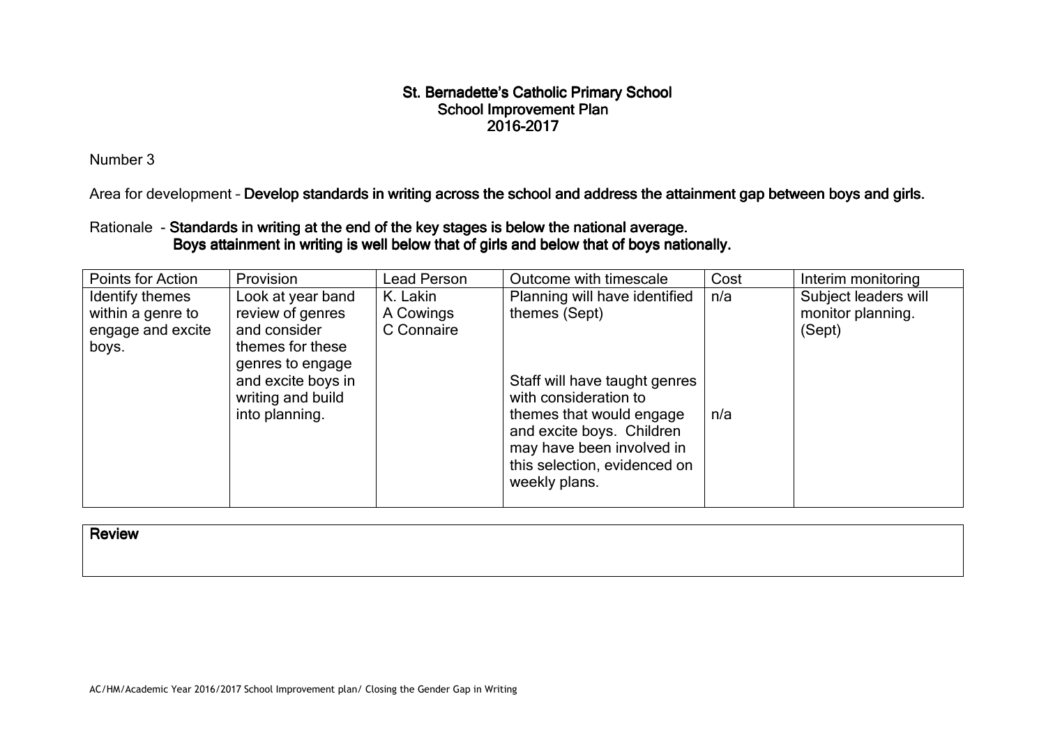# St. Bernadette's Catholic Primary School
## School Improvement Plan
## 2016-2017

Number 3

Area for development – **Develop standards in writing across the school and address the attainment gap between boys and girls.**

Rationale - **Standards in writing at the end of the key stages is below the national average.**
**Boys attainment in writing is well below that of girls and below that of boys nationally.**

| Points for Action | Provision | Lead Person | Outcome with timescale | Cost | Interim monitoring |
|---|---|---|---|---|---|
| Identify themes within a genre to engage and excite boys. | Look at year band review of genres and consider themes for these genres to engage and excite boys in writing and build into planning. | K. Lakin<br>A Cowings<br>C Connaire | Planning will have identified themes (Sept)<br><br>Staff will have taught genres with consideration to themes that would engage and excite boys. Children may have been involved in this selection, evidenced on weekly plans. | n/a<br><br>n/a | Subject leaders will monitor planning. (Sept) |

| **Review** |
|---|
| |

AC/HM/Academic Year 2016/2017 School Improvement plan/ Closing the Gender Gap in Writing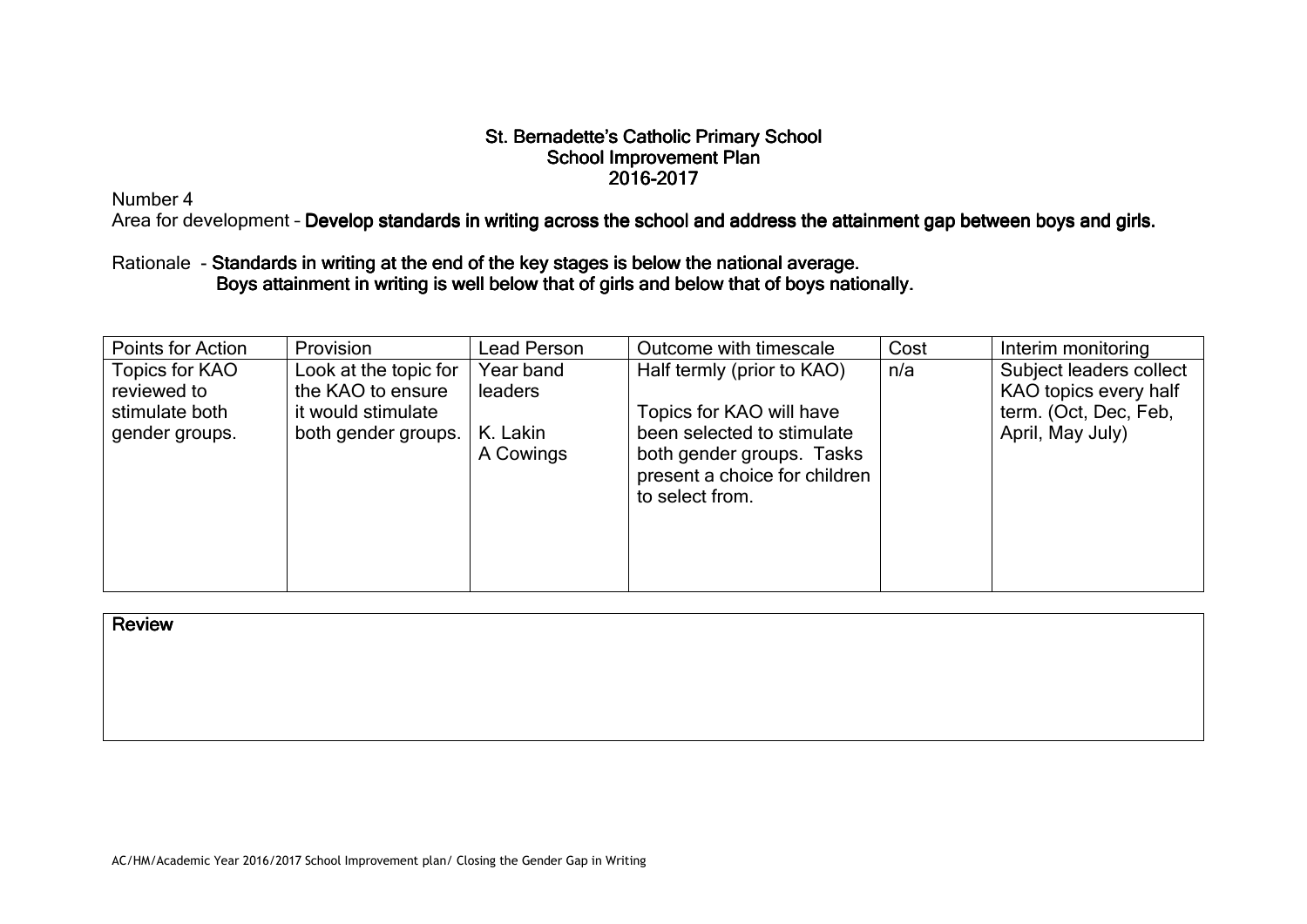**St. Bernadette's Catholic Primary School**
**School Improvement Plan**
**2016-2017**

Number 4

Area for development – **Develop standards in writing across the school and address the attainment gap between boys and girls.**

Rationale - **Standards in writing at the end of the key stages is below the national average.**
**Boys attainment in writing is well below that of girls and below that of boys nationally.**

| Points for Action | Provision | Lead Person | Outcome with timescale | Cost | Interim monitoring |
|---|---|---|---|---|---|
| Topics for KAO reviewed to stimulate both gender groups. | Look at the topic for the KAO to ensure it would stimulate both gender groups. | Year band leaders<br><br>K. Lakin<br>A Cowings | Half termly (prior to KAO)<br><br>Topics for KAO will have been selected to stimulate both gender groups. Tasks present a choice for children to select from. | n/a | Subject leaders collect KAO topics every half term. (Oct, Dec, Feb, April, May July) |

| **Review** |
|---|
| |

AC/HM/Academic Year 2016/2017 School Improvement plan/ Closing the Gender Gap in Writing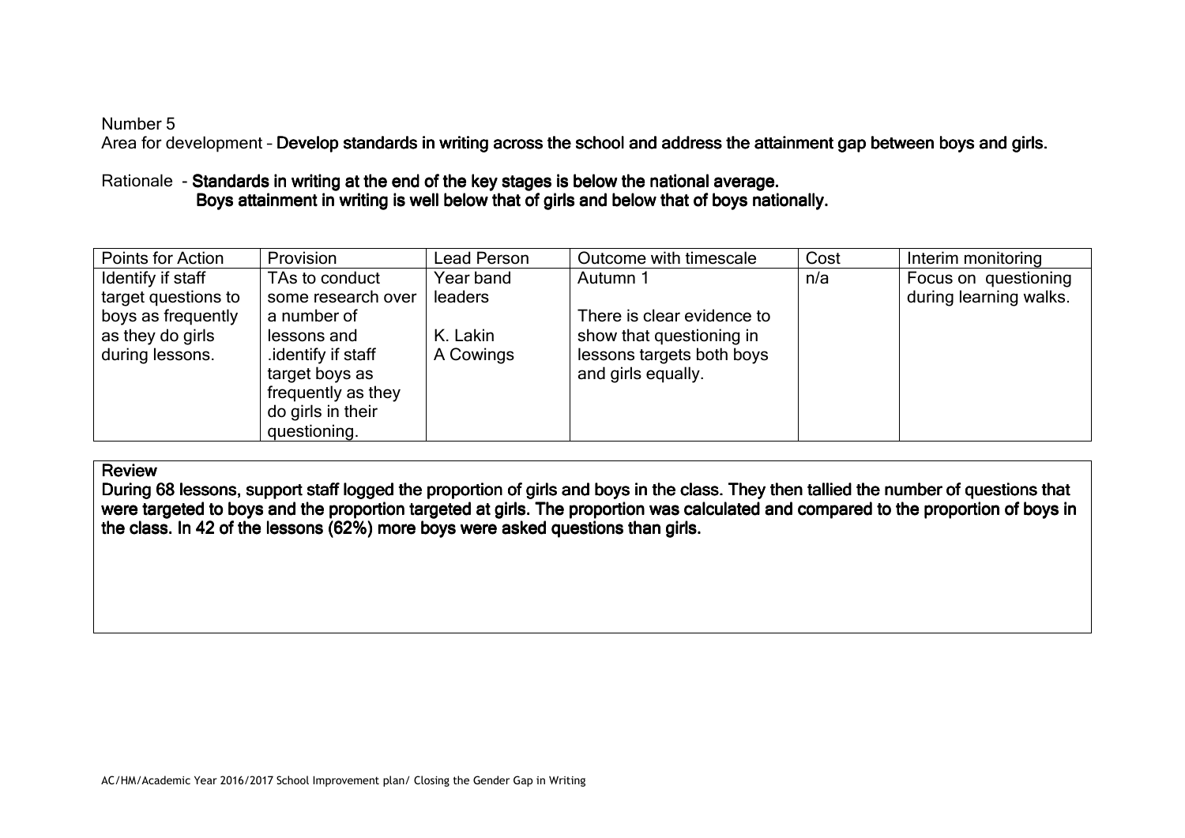Number 5

Area for development – **Develop standards in writing across the school and address the attainment gap between boys and girls.**

Rationale - **Standards in writing at the end of the key stages is below the national average.**
**Boys attainment in writing is well below that of girls and below that of boys nationally.**

| Points for Action | Provision | Lead Person | Outcome with timescale | Cost | Interim monitoring |
|---|---|---|---|---|---|
| Identify if staff target questions to boys as frequently as they do girls during lessons. | TAs to conduct some research over a number of lessons and .identify if staff target boys as frequently as they do girls in their questioning. | Year band leaders<br><br>K. Lakin<br>A Cowings | Autumn 1<br><br>There is clear evidence to show that questioning in lessons targets both boys and girls equally. | n/a | Focus on questioning during learning walks. |

**Review**

**During 68 lessons, support staff logged the proportion of girls and boys in the class. They then tallied the number of questions that were targeted to boys and the proportion targeted at girls. The proportion was calculated and compared to the proportion of boys in the class. In 42 of the lessons (62%) more boys were asked questions than girls.**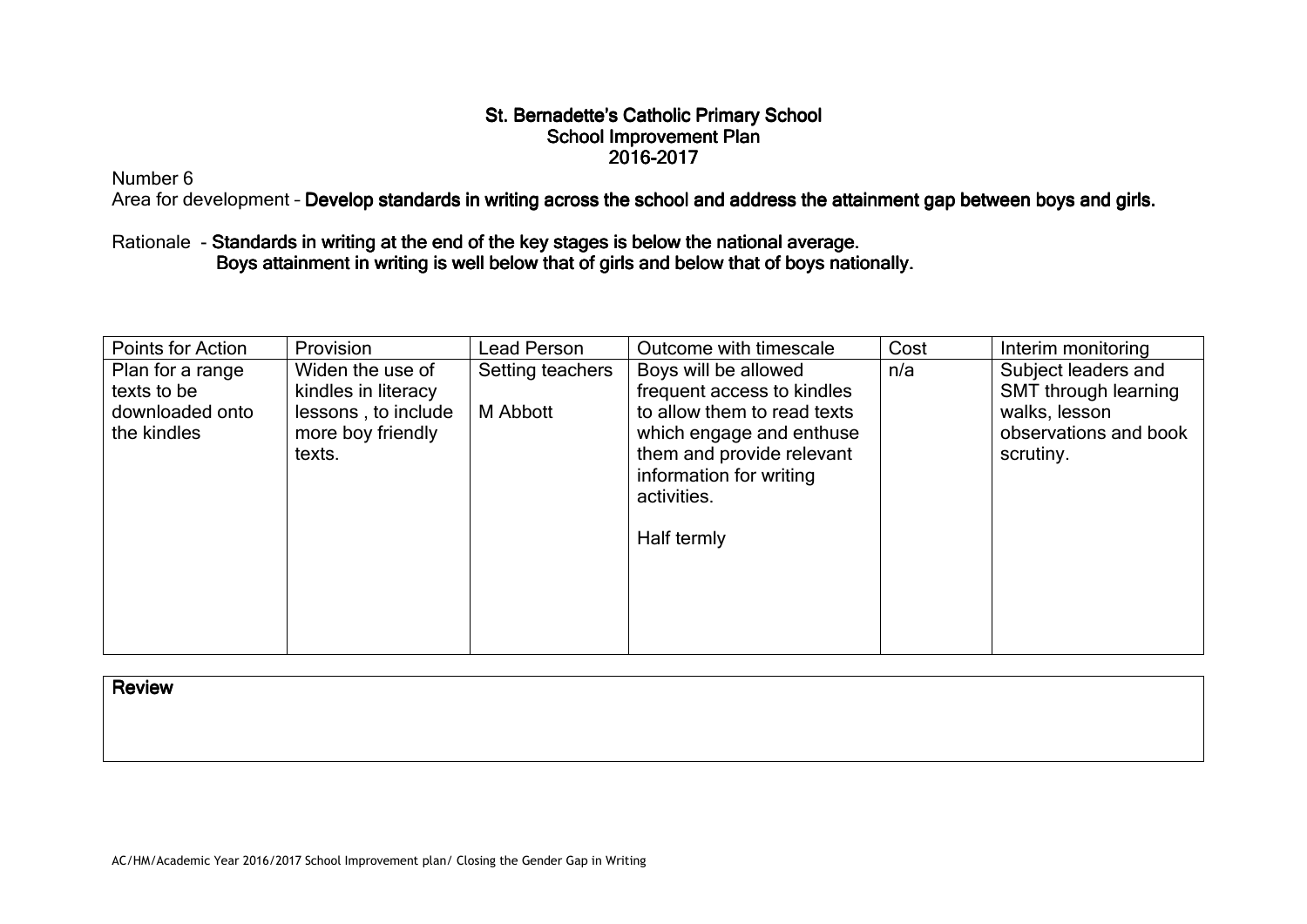# St. Bernadette's Catholic Primary School
## School Improvement Plan
## 2016-2017

Number 6

Area for development – **Develop standards in writing across the school and address the attainment gap between boys and girls.**

Rationale - **Standards in writing at the end of the key stages is below the national average.**
**Boys attainment in writing is well below that of girls and below that of boys nationally.**

| Points for Action | Provision | Lead Person | Outcome with timescale | Cost | Interim monitoring |
|---|---|---|---|---|---|
| Plan for a range texts to be downloaded onto the kindles | Widen the use of kindles in literacy lessons , to include more boy friendly texts. | Setting teachers<br><br>M Abbott | Boys will be allowed frequent access to kindles to allow them to read texts which engage and enthuse them and provide relevant information for writing activities.<br><br>Half termly | n/a | Subject leaders and SMT through learning walks, lesson observations and book scrutiny. |

| **Review** |
|---|
| |

AC/HM/Academic Year 2016/2017 School Improvement plan/ Closing the Gender Gap in Writing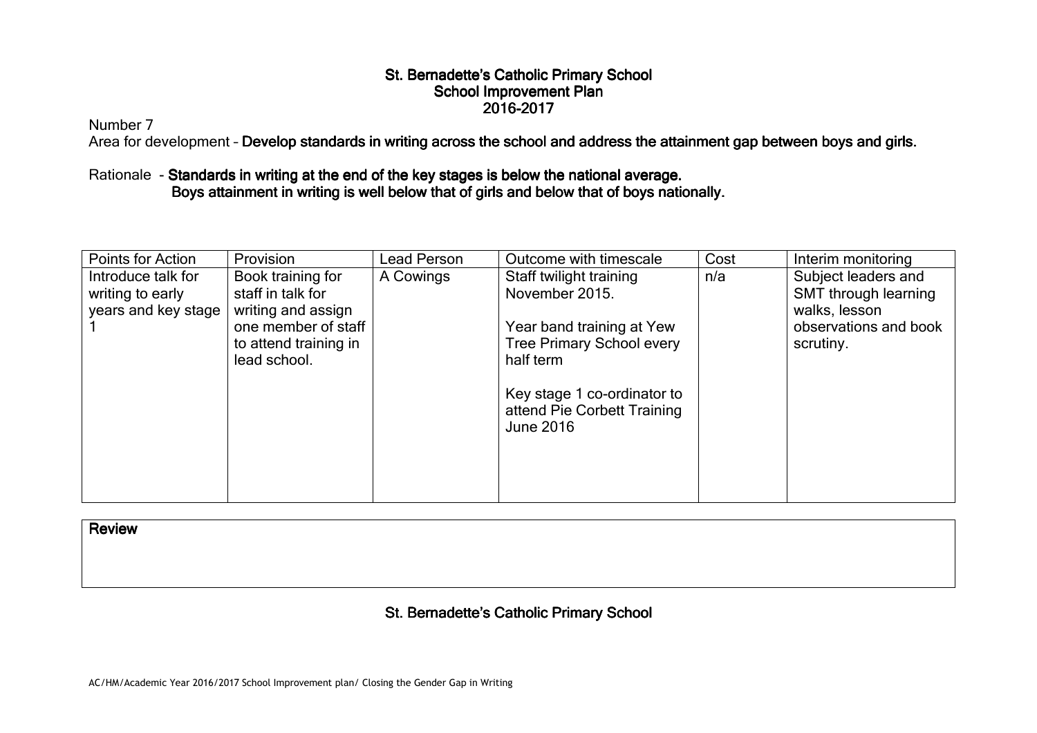# St. Bernadette's Catholic Primary School
## School Improvement Plan
## 2016-2017

Number 7

Area for development – **Develop standards in writing across the school and address the attainment gap between boys and girls.**

Rationale - **Standards in writing at the end of the key stages is below the national average.**
**Boys attainment in writing is well below that of girls and below that of boys nationally.**

| Points for Action | Provision | Lead Person | Outcome with timescale | Cost | Interim monitoring |
|---|---|---|---|---|---|
| Introduce talk for writing to early years and key stage 1 | Book training for staff in talk for writing and assign one member of staff to attend training in lead school. | A Cowings | Staff twilight training November 2015.<br><br>Year band training at Yew Tree Primary School every half term<br><br>Key stage 1 co-ordinator to attend Pie Corbett Training June 2016 | n/a | Subject leaders and SMT through learning walks, lesson observations and book scrutiny. |

| **Review** |
|---|
| |

St. Bernadette's Catholic Primary School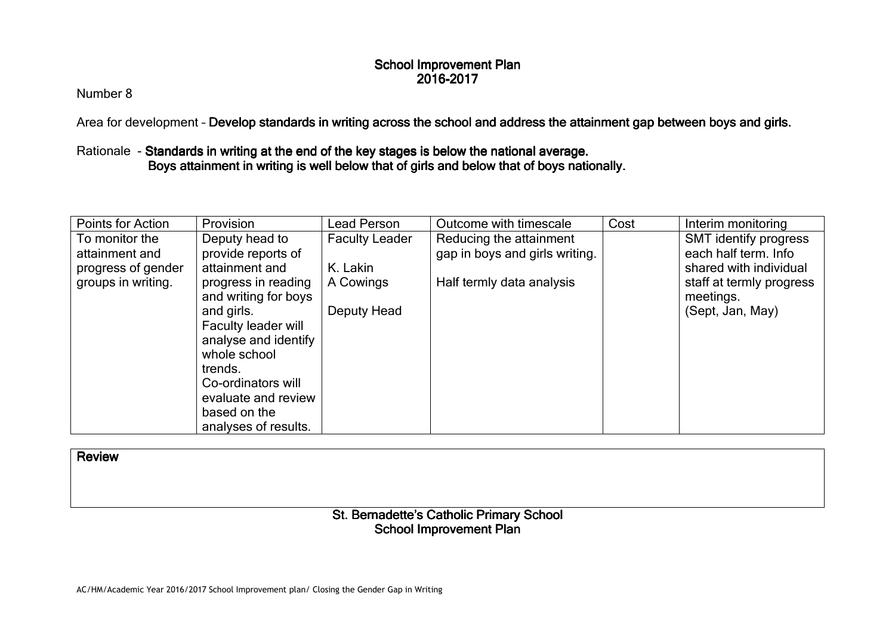# School Improvement Plan
## 2016-2017

Number 8

Area for development – **Develop standards in writing across the school and address the attainment gap between boys and girls.**

Rationale - **Standards in writing at the end of the key stages is below the national average.**
**Boys attainment in writing is well below that of girls and below that of boys nationally.**

| Points for Action | Provision | Lead Person | Outcome with timescale | Cost | Interim monitoring |
|---|---|---|---|---|---|
| To monitor the attainment and progress of gender groups in writing. | Deputy head to provide reports of attainment and progress in reading and writing for boys and girls.<br>Faculty leader will analyse and identify whole school trends.<br>Co-ordinators will evaluate and review based on the analyses of results. | Faculty Leader<br><br>K. Lakin<br>A Cowings<br><br>Deputy Head | Reducing the attainment gap in boys and girls writing.<br><br>Half termly data analysis | | SMT identify progress each half term. Info shared with individual staff at termly progress meetings.<br>(Sept, Jan, May) |

| **Review** |
|---|
| |

St. Bernadette's Catholic Primary School
School Improvement Plan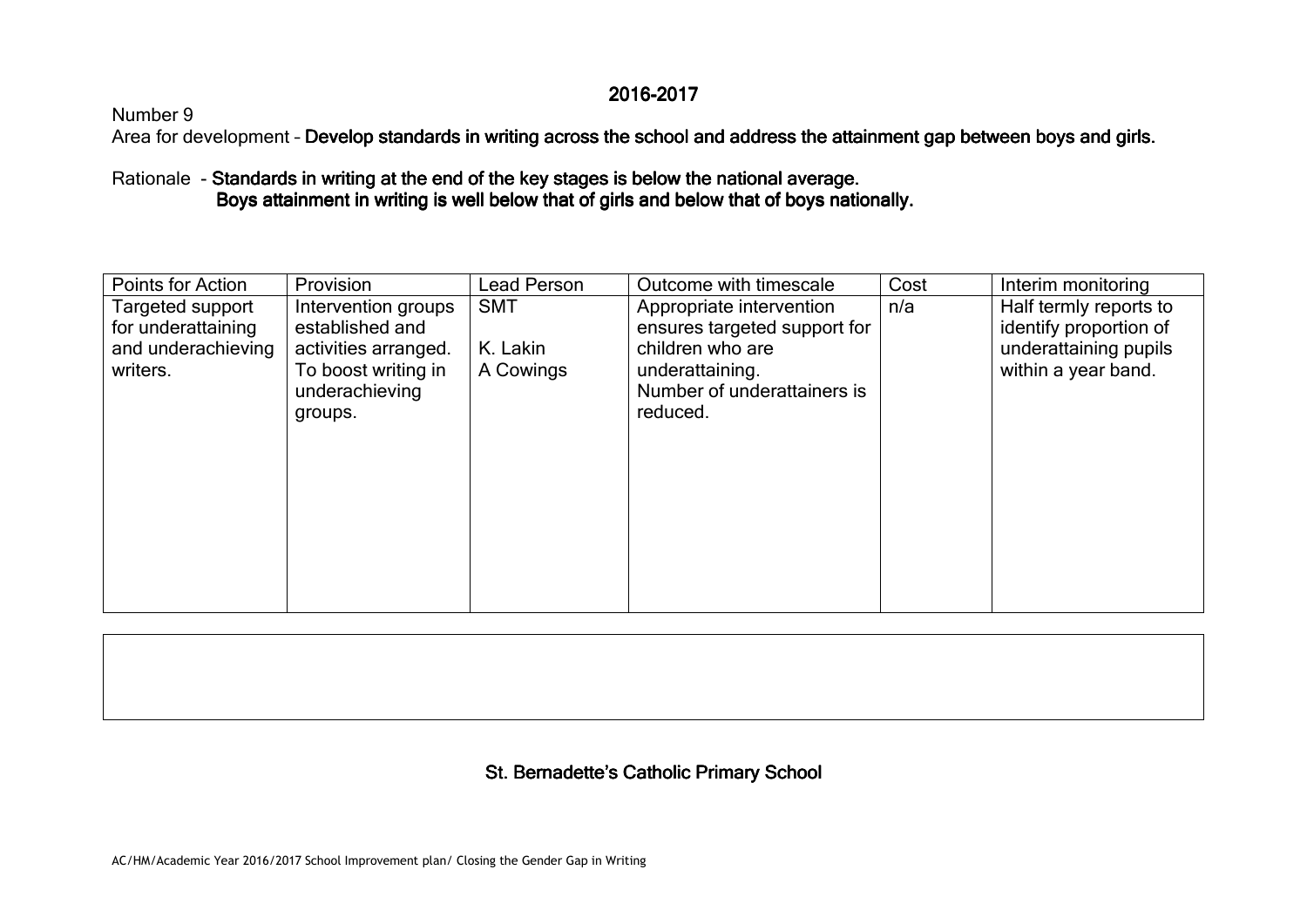## 2016-2017

Number 9

Area for development – **Develop standards in writing across the school and address the attainment gap between boys and girls.**

Rationale - **Standards in writing at the end of the key stages is below the national average.**
**Boys attainment in writing is well below that of girls and below that of boys nationally.**

| Points for Action | Provision | Lead Person | Outcome with timescale | Cost | Interim monitoring |
|---|---|---|---|---|---|
| Targeted support for underattaining and underachieving writers. | Intervention groups established and activities arranged. To boost writing in underachieving groups. | SMT<br><br>K. Lakin<br>A Cowings | Appropriate intervention ensures targeted support for children who are underattaining.<br>Number of underattainers is reduced. | n/a | Half termly reports to identify proportion of underattaining pupils within a year band. |

**St. Bernadette's Catholic Primary School**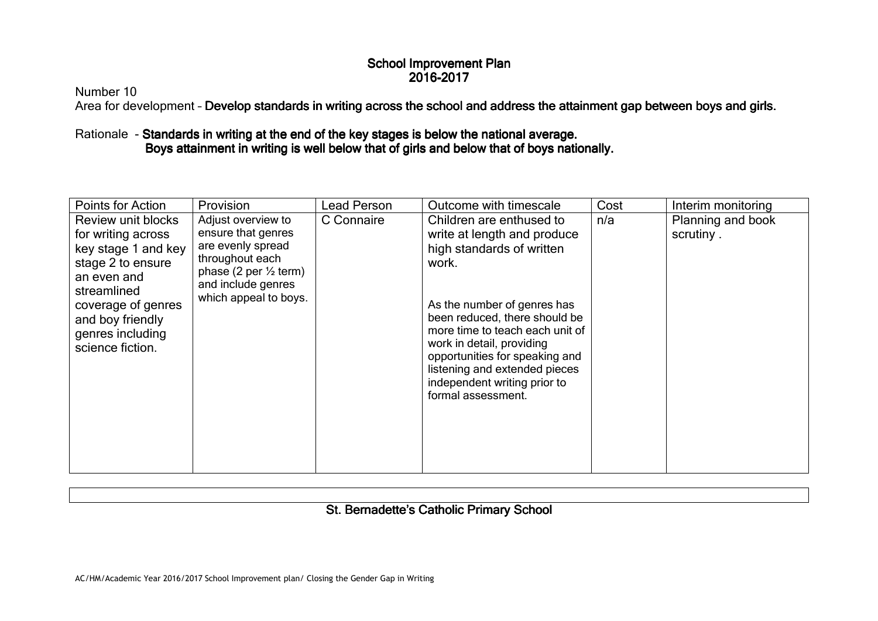# School Improvement Plan
## 2016-2017

Number 10

Area for development – **Develop standards in writing across the school and address the attainment gap between boys and girls.**

Rationale - **Standards in writing at the end of the key stages is below the national average.**
**Boys attainment in writing is well below that of girls and below that of boys nationally.**

| Points for Action | Provision | Lead Person | Outcome with timescale | Cost | Interim monitoring |
|---|---|---|---|---|---|
| Review unit blocks for writing across key stage 1 and key stage 2 to ensure an even and streamlined coverage of genres and boy friendly genres including science fiction. | Adjust overview to ensure that genres are evenly spread throughout each phase (2 per ½ term) and include genres which appeal to boys. | C Connaire | Children are enthused to write at length and produce high standards of written work.<br><br>As the number of genres has been reduced, there should be more time to teach each unit of work in detail, providing opportunities for speaking and listening and extended pieces independent writing prior to formal assessment. | n/a | Planning and book scrutiny . |

St. Bernadette's Catholic Primary School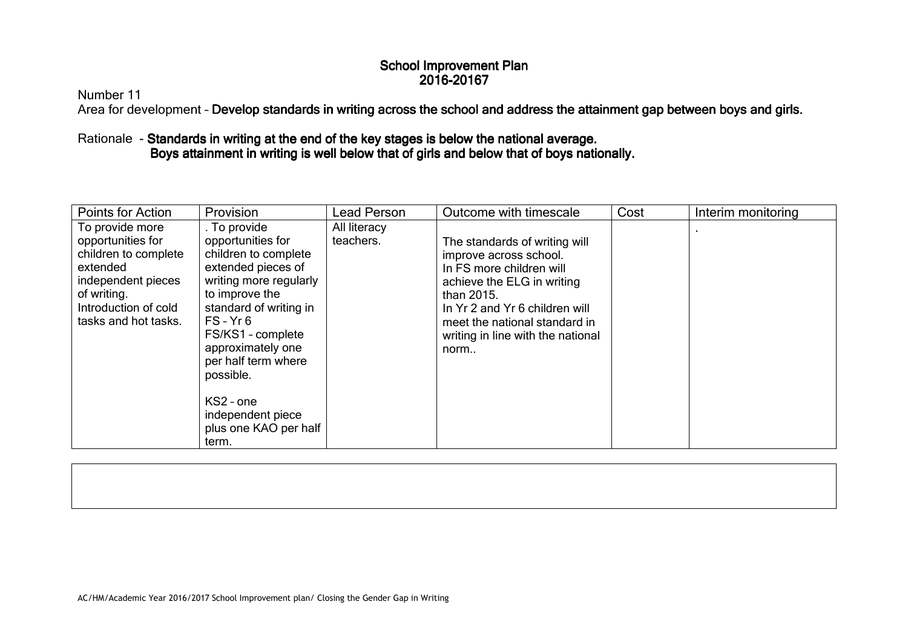# School Improvement Plan
## 2016-20167

Number 11

Area for development – **Develop standards in writing across the school and address the attainment gap between boys and girls.**

Rationale - **Standards in writing at the end of the key stages is below the national average.**
**Boys attainment in writing is well below that of girls and below that of boys nationally.**

| Points for Action | Provision | Lead Person | Outcome with timescale | Cost | Interim monitoring |
|---|---|---|---|---|---|
| To provide more opportunities for children to complete extended independent pieces of writing. Introduction of cold tasks and hot tasks. | . To provide opportunities for children to complete extended pieces of writing more regularly to improve the standard of writing in FS – Yr 6<br>FS/KS1 – complete approximately one per half term where possible.<br><br>KS2 – one independent piece plus one KAO per half term. | All literacy teachers. | The standards of writing will improve across school.<br>In FS more children will achieve the ELG in writing than 2015.<br>In Yr 2 and Yr 6 children will meet the national standard in writing in line with the national norm.. | | . |

AC/HM/Academic Year 2016/2017 School Improvement plan/ Closing the Gender Gap in Writing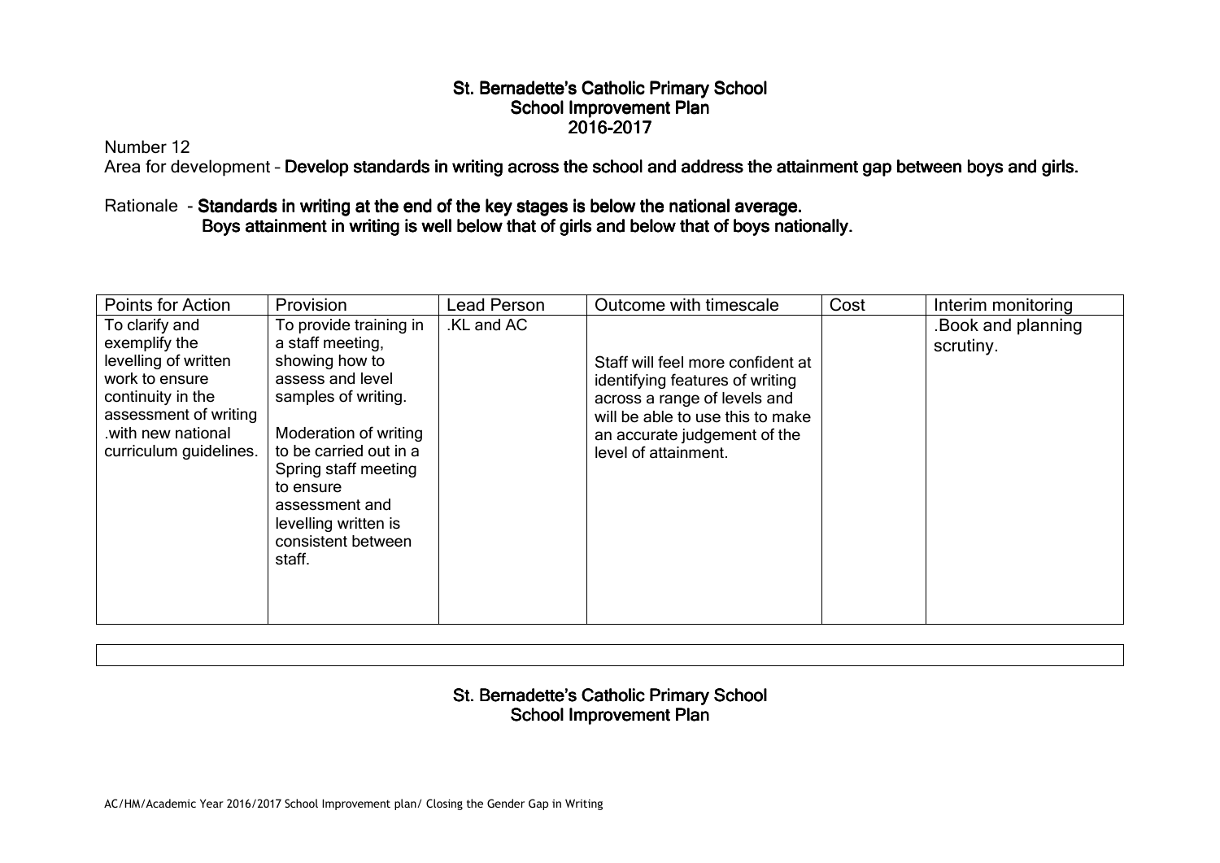# St. Bernadette's Catholic Primary School
## School Improvement Plan
## 2016-2017

Number 12

Area for development – **Develop standards in writing across the school and address the attainment gap between boys and girls.**

Rationale - **Standards in writing at the end of the key stages is below the national average.**
**Boys attainment in writing is well below that of girls and below that of boys nationally.**

| Points for Action | Provision | Lead Person | Outcome with timescale | Cost | Interim monitoring |
|---|---|---|---|---|---|
| To clarify and exemplify the levelling of written work to ensure continuity in the assessment of writing .with new national curriculum guidelines. | To provide training in a staff meeting, showing how to assess and level samples of writing.<br><br>Moderation of writing to be carried out in a Spring staff meeting to ensure assessment and levelling written is consistent between staff. | .KL and AC | Staff will feel more confident at identifying features of writing across a range of levels and will be able to use this to make an accurate judgement of the level of attainment. | | .Book and planning scrutiny. |

# St. Bernadette's Catholic Primary School
## School Improvement Plan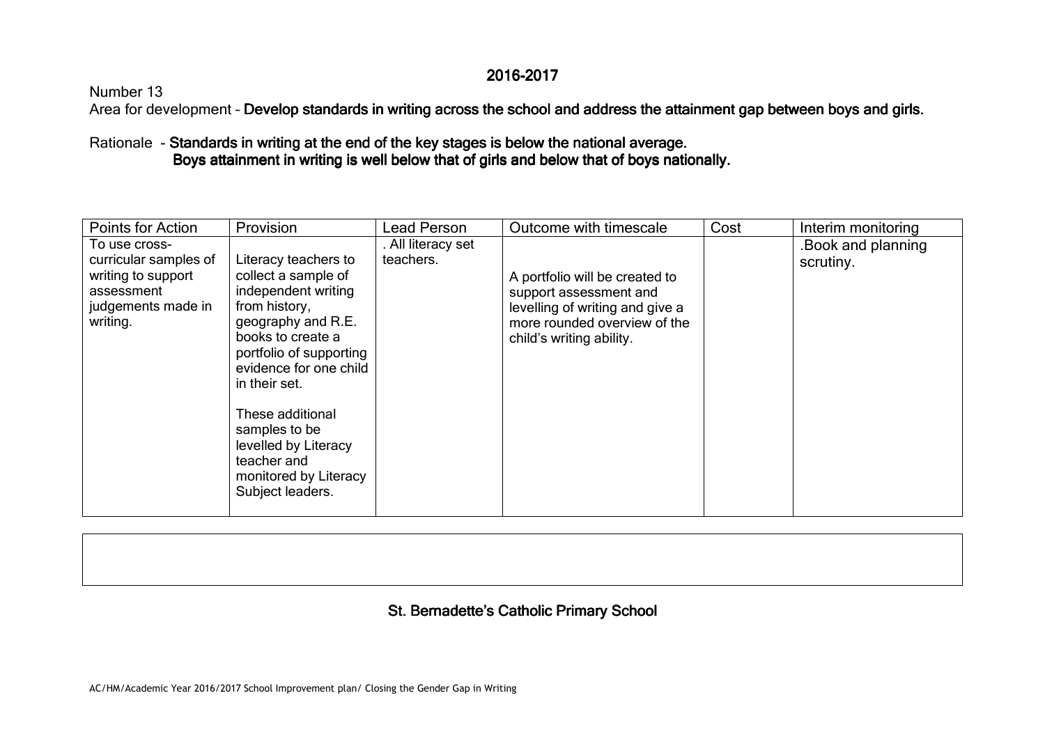## 2016-2017

Number 13

Area for development – **Develop standards in writing across the school and address the attainment gap between boys and girls.**

Rationale - **Standards in writing at the end of the key stages is below the national average.**
**Boys attainment in writing is well below that of girls and below that of boys nationally.**

| Points for Action | Provision | Lead Person | Outcome with timescale | Cost | Interim monitoring |
|---|---|---|---|---|---|
| To use cross-curricular samples of writing to support assessment judgements made in writing. | Literacy teachers to collect a sample of independent writing from history, geography and R.E. books to create a portfolio of supporting evidence for one child in their set.<br><br>These additional samples to be levelled by Literacy teacher and monitored by Literacy Subject leaders. | . All literacy set teachers. | A portfolio will be created to support assessment and levelling of writing and give a more rounded overview of the child's writing ability. | | .Book and planning scrutiny. |

**St. Bernadette's Catholic Primary School**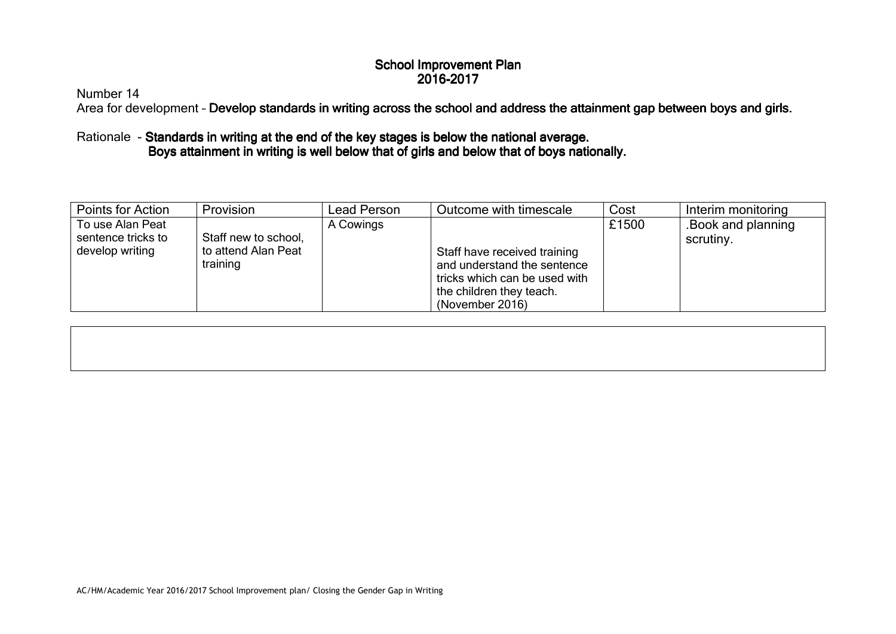# School Improvement Plan
## 2016-2017

Number 14

Area for development – **Develop standards in writing across the school and address the attainment gap between boys and girls.**

Rationale - **Standards in writing at the end of the key stages is below the national average.**
**Boys attainment in writing is well below that of girls and below that of boys nationally.**

| Points for Action | Provision | Lead Person | Outcome with timescale | Cost | Interim monitoring |
|---|---|---|---|---|---|
| To use Alan Peat sentence tricks to develop writing | Staff new to school, to attend Alan Peat training | A Cowings | Staff have received training and understand the sentence tricks which can be used with the children they teach. (November 2016) | £1500 | .Book and planning scrutiny. |